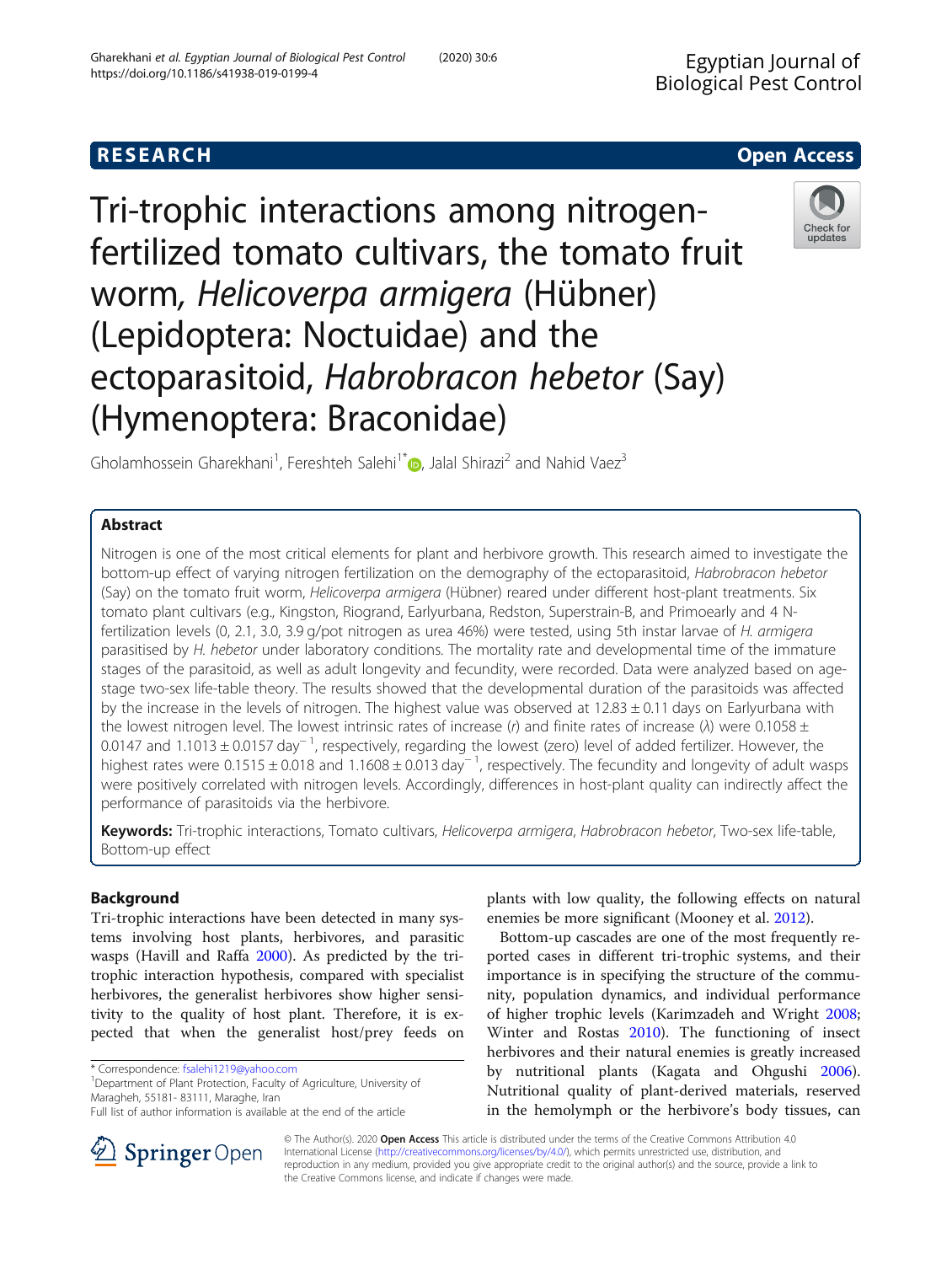Egyptian Journal of Biological Pest Control

RESEARCH — Open Access

# Tri-trophic interactions among nitrogen-fertilized tomato cultivars, the tomato fruit worm, *Helicoverpa armigera* (Hübner) (Lepidoptera: Noctuidae) and the ectoparasitoid, *Habrobracon hebetor* (Say) (Hymenoptera: Braconidae)

Gholamhossein Gharekhani[1], Fereshteh Salehi[1*], Jalal Shirazi[2] and Nahid Vaez[3]

## Abstract

Nitrogen is one of the most critical elements for plant and herbivore growth. This research aimed to investigate the bottom-up effect of varying nitrogen fertilization on the demography of the ectoparasitoid, *Habrobracon hebetor* (Say) on the tomato fruit worm, *Helicoverpa armigera* (Hübner) reared under different host-plant treatments. Six tomato plant cultivars (e.g., Kingston, Riogrand, Earlyurbana, Redston, Superstrain-B, and Primoearly and 4 N-fertilization levels (0, 2.1, 3.0, 3.9 g/pot nitrogen as urea 46%) were tested, using 5th instar larvae of *H. armigera* parasitised by *H. hebetor* under laboratory conditions. The mortality rate and developmental time of the immature stages of the parasitoid, as well as adult longevity and fecundity, were recorded. Data were analyzed based on age-stage two-sex life-table theory. The results showed that the developmental duration of the parasitoids was affected by the increase in the levels of nitrogen. The highest value was observed at 12.83 ± 0.11 days on Earlyurbana with the lowest nitrogen level. The lowest intrinsic rates of increase (*r*) and finite rates of increase (*λ*) were 0.1058 ± 0.0147 and 1.1013 ± 0.0157 day$^{-1}$, respectively, regarding the lowest (zero) level of added fertilizer. However, the highest rates were 0.1515 ± 0.018 and 1.1608 ± 0.013 day$^{-1}$, respectively. The fecundity and longevity of adult wasps were positively correlated with nitrogen levels. Accordingly, differences in host-plant quality can indirectly affect the performance of parasitoids via the herbivore.

**Keywords:** Tri-trophic interactions, Tomato cultivars, *Helicoverpa armigera*, *Habrobracon hebetor*, Two-sex life-table, Bottom-up effect

## Background

Tri-trophic interactions have been detected in many systems involving host plants, herbivores, and parasitic wasps (Havill and Raffa 2000). As predicted by the tri-trophic interaction hypothesis, compared with specialist herbivores, the generalist herbivores show higher sensitivity to the quality of host plant. Therefore, it is expected that when the generalist host/prey feeds on plants with low quality, the following effects on natural enemies be more significant (Mooney et al. 2012).

Bottom-up cascades are one of the most frequently reported cases in different tri-trophic systems, and their importance is in specifying the structure of the community, population dynamics, and individual performance of higher trophic levels (Karimzadeh and Wright 2008; Winter and Rostas 2010). The functioning of insect herbivores and their natural enemies is greatly increased by nutritional plants (Kagata and Ohgushi 2006). Nutritional quality of plant-derived materials, reserved in the hemolymph or the herbivore's body tissues, can

\* Correspondence: fsalehi1219@yahoo.com
[1]Department of Plant Protection, Faculty of Agriculture, University of Maragheh, 55181- 83111, Maraghe, Iran
Full list of author information is available at the end of the article

© The Author(s). 2020 **Open Access** This article is distributed under the terms of the Creative Commons Attribution 4.0 International License (http://creativecommons.org/licenses/by/4.0/), which permits unrestricted use, distribution, and reproduction in any medium, provided you give appropriate credit to the original author(s) and the source, provide a link to the Creative Commons license, and indicate if changes were made.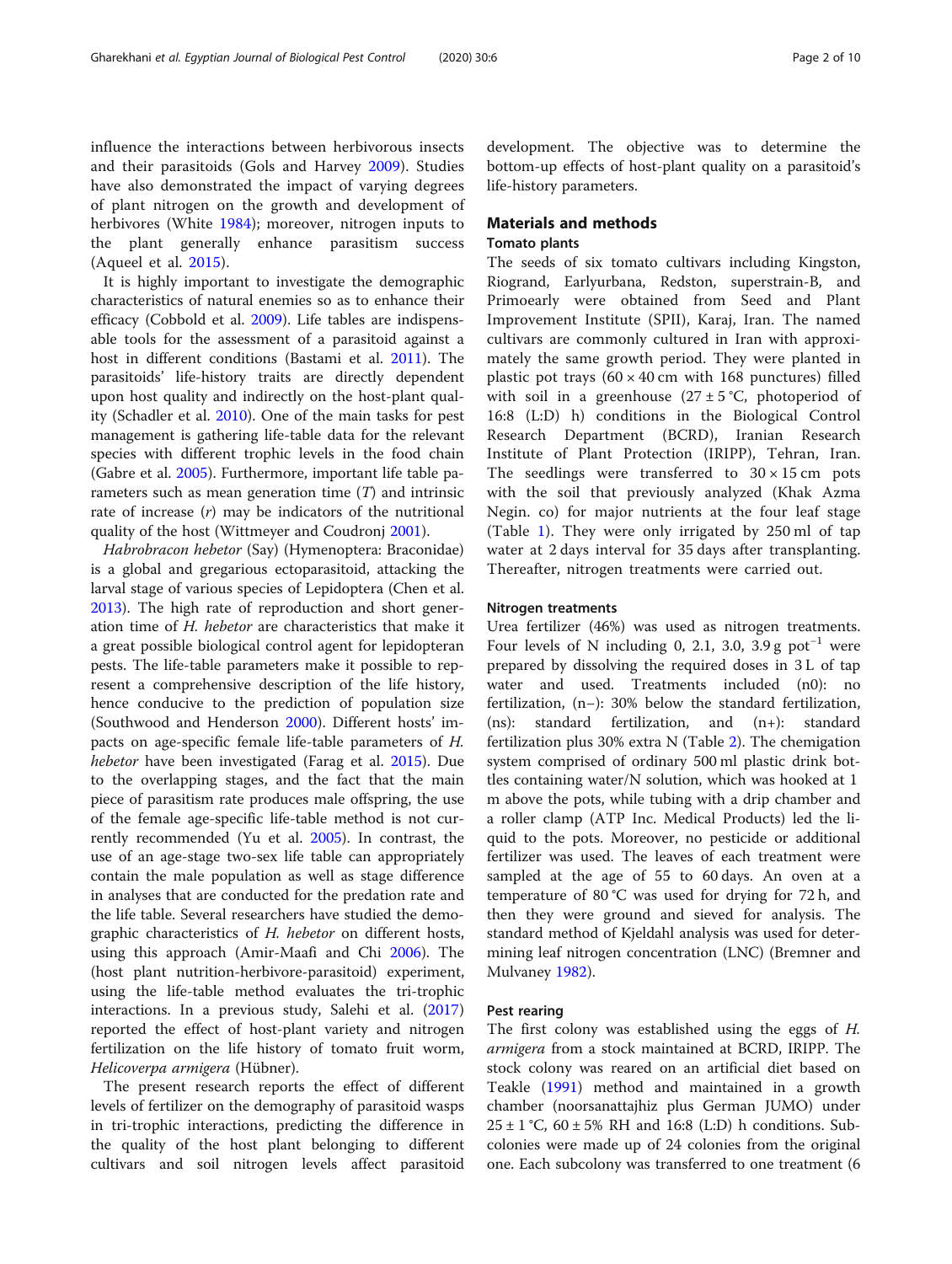influence the interactions between herbivorous insects and their parasitoids (Gols and Harvey 2009). Studies have also demonstrated the impact of varying degrees of plant nitrogen on the growth and development of herbivores (White 1984); moreover, nitrogen inputs to the plant generally enhance parasitism success (Aqueel et al. 2015).

It is highly important to investigate the demographic characteristics of natural enemies so as to enhance their efficacy (Cobbold et al. 2009). Life tables are indispensable tools for the assessment of a parasitoid against a host in different conditions (Bastami et al. 2011). The parasitoids' life-history traits are directly dependent upon host quality and indirectly on the host-plant quality (Schadler et al. 2010). One of the main tasks for pest management is gathering life-table data for the relevant species with different trophic levels in the food chain (Gabre et al. 2005). Furthermore, important life table parameters such as mean generation time ($T$) and intrinsic rate of increase ($r$) may be indicators of the nutritional quality of the host (Wittmeyer and Coudronj 2001).

*Habrobracon hebetor* (Say) (Hymenoptera: Braconidae) is a global and gregarious ectoparasitoid, attacking the larval stage of various species of Lepidoptera (Chen et al. 2013). The high rate of reproduction and short generation time of *H. hebetor* are characteristics that make it a great possible biological control agent for lepidopteran pests. The life-table parameters make it possible to represent a comprehensive description of the life history, hence conducive to the prediction of population size (Southwood and Henderson 2000). Different hosts' impacts on age-specific female life-table parameters of *H. hebetor* have been investigated (Farag et al. 2015). Due to the overlapping stages, and the fact that the main piece of parasitism rate produces male offspring, the use of the female age-specific life-table method is not currently recommended (Yu et al. 2005). In contrast, the use of an age-stage two-sex life table can appropriately contain the male population as well as stage difference in analyses that are conducted for the predation rate and the life table. Several researchers have studied the demographic characteristics of *H. hebetor* on different hosts, using this approach (Amir-Maafi and Chi 2006). The (host plant nutrition-herbivore-parasitoid) experiment, using the life-table method evaluates the tri-trophic interactions. In a previous study, Salehi et al. (2017) reported the effect of host-plant variety and nitrogen fertilization on the life history of tomato fruit worm, *Helicoverpa armigera* (Hübner).

The present research reports the effect of different levels of fertilizer on the demography of parasitoid wasps in tri-trophic interactions, predicting the difference in the quality of the host plant belonging to different cultivars and soil nitrogen levels affect parasitoid development. The objective was to determine the bottom-up effects of host-plant quality on a parasitoid's life-history parameters.

## Materials and methods

### Tomato plants

The seeds of six tomato cultivars including Kingston, Riogrand, Earlyurbana, Redston, superstrain-B, and Primoearly were obtained from Seed and Plant Improvement Institute (SPII), Karaj, Iran. The named cultivars are commonly cultured in Iran with approximately the same growth period. They were planted in plastic pot trays (60 × 40 cm with 168 punctures) filled with soil in a greenhouse (27 ± 5 °C, photoperiod of 16:8 (L:D) h) conditions in the Biological Control Research Department (BCRD), Iranian Research Institute of Plant Protection (IRIPP), Tehran, Iran. The seedlings were transferred to 30 × 15 cm pots with the soil that previously analyzed (Khak Azma Negin. co) for major nutrients at the four leaf stage (Table 1). They were only irrigated by 250 ml of tap water at 2 days interval for 35 days after transplanting. Thereafter, nitrogen treatments were carried out.

### Nitrogen treatments

Urea fertilizer (46%) was used as nitrogen treatments. Four levels of N including 0, 2.1, 3.0, 3.9 g pot$^{-1}$ were prepared by dissolving the required doses in 3 L of tap water and used. Treatments included (n0): no fertilization, (n−): 30% below the standard fertilization, (ns): standard fertilization, and (n+): standard fertilization plus 30% extra N (Table 2). The chemigation system comprised of ordinary 500 ml plastic drink bottles containing water/N solution, which was hooked at 1 m above the pots, while tubing with a drip chamber and a roller clamp (ATP Inc. Medical Products) led the liquid to the pots. Moreover, no pesticide or additional fertilizer was used. The leaves of each treatment were sampled at the age of 55 to 60 days. An oven at a temperature of 80 °C was used for drying for 72 h, and then they were ground and sieved for analysis. The standard method of Kjeldahl analysis was used for determining leaf nitrogen concentration (LNC) (Bremner and Mulvaney 1982).

### Pest rearing

The first colony was established using the eggs of *H. armigera* from a stock maintained at BCRD, IRIPP. The stock colony was reared on an artificial diet based on Teakle (1991) method and maintained in a growth chamber (noorsanattajhiz plus German JUMO) under 25 ± 1 °C, 60 ± 5% RH and 16:8 (L:D) h conditions. Subcolonies were made up of 24 colonies from the original one. Each subcolony was transferred to one treatment (6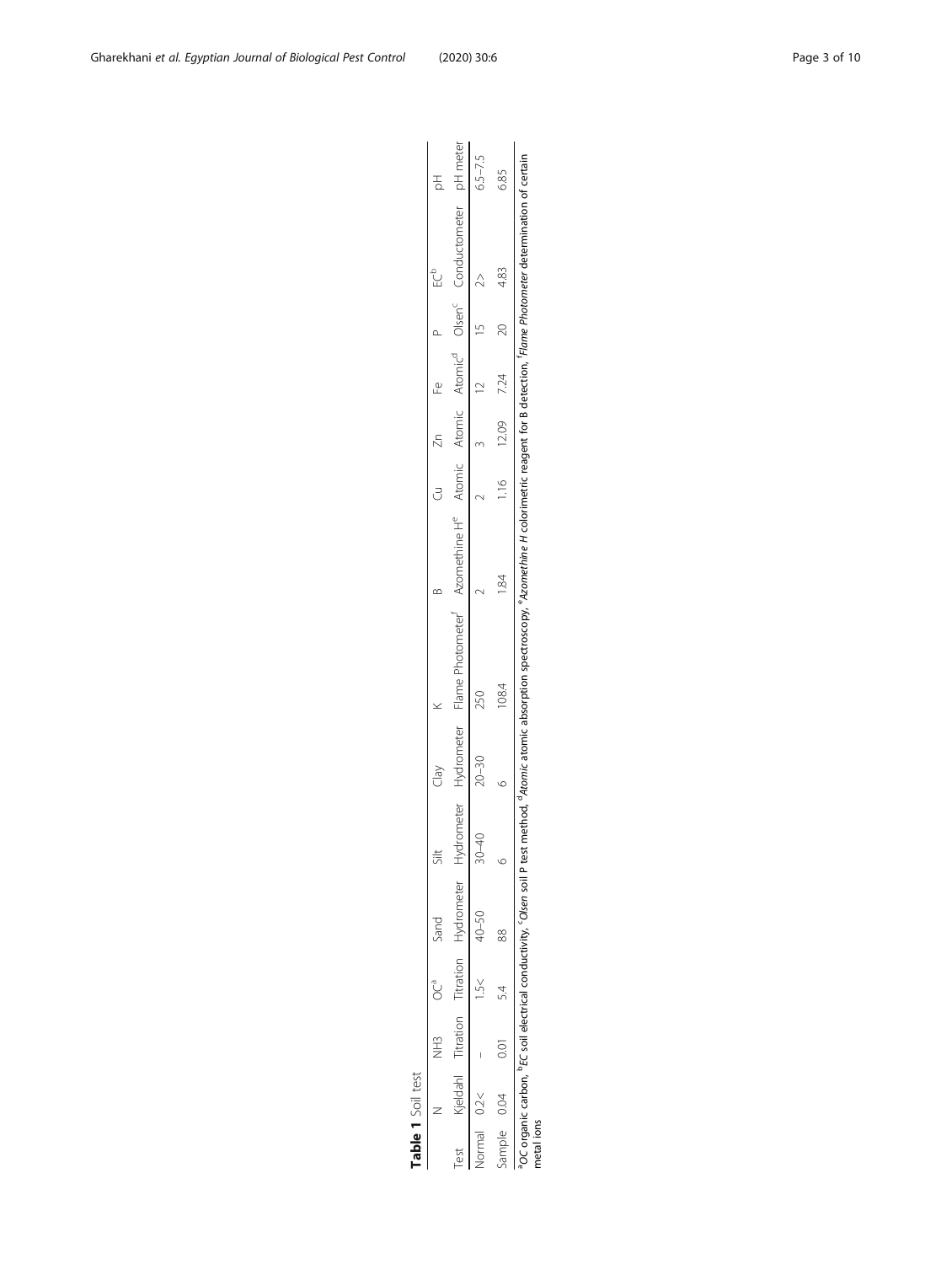**Table 1** Soil test

| | N | NH3 | OC[a] | Sand | Silt | Clay | K | B | Cu | Zn | Fe | P | EC[b] | pH |
|---|---|---|---|---|---|---|---|---|---|---|---|---|---|---|
| Test | Kjeldahl | Titration | Titration | Hydrometer | Hydrometer | Hydrometer | Flame Photometer[f] | Azomethine H[e] | Atomic | Atomic | Atomic[d] | Olsen[c] | Conductometer | pH meter |
| Normal | 0.2< | – | 1.5< | 40–50 | 30–40 | 20–30 | 250 | 2 | 2 | 3 | 12 | 15 | 2> | 6.5–7.5 |
| Sample | 0.04 | 0.01 | 5.4 | 88 | 6 | 6 | 108.4 | 1.84 | 1.16 | 12.09 | 7.24 | 20 | 4.83 | 6.85 |

[a]OC organic carbon, [b]EC soil electrical conductivity, [c]*Olsen* soil P test method, [d]*Atomic* atomic absorption spectroscopy, [e]*Azomethine H* colorimetric reagent for B detection, [f]*Flame Photometer* determination of certain metal ions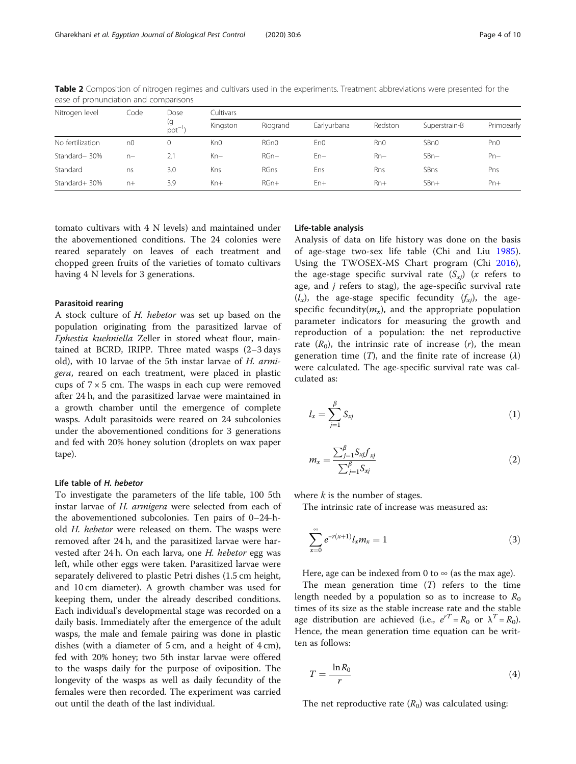**Table 2** Composition of nitrogen regimes and cultivars used in the experiments. Treatment abbreviations were presented for the ease of pronunciation and comparisons

| Nitrogen level | Code | Dose (g pot$^{-1}$) | Cultivars | | | | | |
|---|---|---|---|---|---|---|---|---|
| | | | Kingston | Riogrand | Earlyurbana | Redston | Superstrain-B | Primoearly |
| No fertilization | n0 | 0 | Kn0 | RGn0 | En0 | Rn0 | SBn0 | Pn0 |
| Standard− 30% | n− | 2.1 | Kn− | RGn− | En− | Rn− | SBn− | Pn− |
| Standard | ns | 3.0 | Kns | RGns | Ens | Rns | SBns | Pns |
| Standard+ 30% | n+ | 3.9 | Kn+ | RGn+ | En+ | Rn+ | SBn+ | Pn+ |

tomato cultivars with 4 N levels) and maintained under the abovementioned conditions. The 24 colonies were reared separately on leaves of each treatment and chopped green fruits of the varieties of tomato cultivars having 4 N levels for 3 generations.

#### Parasitoid rearing

A stock culture of *H. hebetor* was set up based on the population originating from the parasitized larvae of *Ephestia kuehniella* Zeller in stored wheat flour, maintained at BCRD, IRIPP. Three mated wasps (2–3 days old), with 10 larvae of the 5th instar larvae of *H. armigera*, reared on each treatment, were placed in plastic cups of 7 × 5 cm. The wasps in each cup were removed after 24 h, and the parasitized larvae were maintained in a growth chamber until the emergence of complete wasps. Adult parasitoids were reared on 24 subcolonies under the abovementioned conditions for 3 generations and fed with 20% honey solution (droplets on wax paper tape).

#### Life table of *H. hebetor*

To investigate the parameters of the life table, 100 5th instar larvae of *H. armigera* were selected from each of the abovementioned subcolonies. Ten pairs of 0–24-h-old *H. hebetor* were released on them. The wasps were removed after 24 h, and the parasitized larvae were harvested after 24 h. On each larva, one *H. hebetor* egg was left, while other eggs were taken. Parasitized larvae were separately delivered to plastic Petri dishes (1.5 cm height, and 10 cm diameter). A growth chamber was used for keeping them, under the already described conditions. Each individual's developmental stage was recorded on a daily basis. Immediately after the emergence of the adult wasps, the male and female pairing was done in plastic dishes (with a diameter of 5 cm, and a height of 4 cm), fed with 20% honey; two 5th instar larvae were offered to the wasps daily for the purpose of oviposition. The longevity of the wasps as well as daily fecundity of the females were then recorded. The experiment was carried out until the death of the last individual.

#### Life-table analysis

Analysis of data on life history was done on the basis of age-stage two-sex life table (Chi and Liu 1985). Using the TWOSEX-MS Chart program (Chi 2016), the age-stage specific survival rate ($S_{xj}$) ($x$ refers to age, and $j$ refers to stag), the age-specific survival rate ($l_x$), the age-stage specific fecundity ($f_{xj}$), the age-specific fecundity($m_x$), and the appropriate population parameter indicators for measuring the growth and reproduction of a population: the net reproductive rate ($R_0$), the intrinsic rate of increase ($r$), the mean generation time ($T$), and the finite rate of increase ($\lambda$) were calculated. The age-specific survival rate was calculated as:

$$l_x = \sum_{j=1}^{\beta} S_{xj} \tag{1}$$

$$m_x = \frac{\sum_{j=1}^{\beta} S_{xj} f_{xj}}{\sum_{j=1}^{\beta} S_{xj}} \tag{2}$$

where $k$ is the number of stages.

The intrinsic rate of increase was measured as:

$$\sum_{x=0}^{\infty} e^{-r(x+1)} l_x m_x = 1 \tag{3}$$

Here, age can be indexed from 0 to ∞ (as the max age).

The mean generation time ($T$) refers to the time length needed by a population so as to increase to $R_0$ times of its size as the stable increase rate and the stable age distribution are achieved (i.e., $e^{rT} = R_0$ or $\lambda^T = R_0$). Hence, the mean generation time equation can be written as follows:

$$T = \frac{\ln R_0}{r} \tag{4}$$

The net reproductive rate ($R_0$) was calculated using: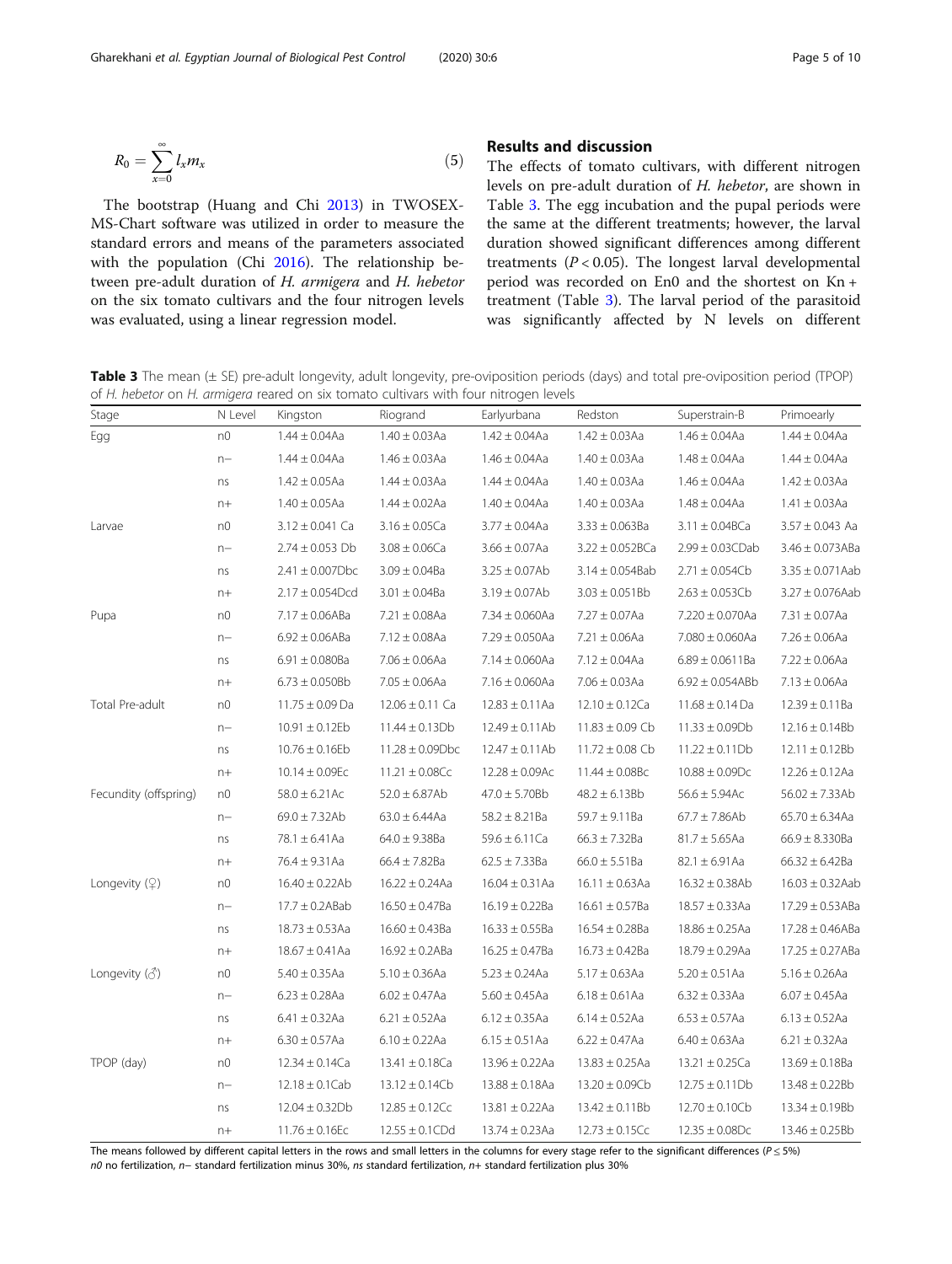$$R_0 = \sum_{x=0}^{\infty} l_x m_x \tag{5}$$

The bootstrap (Huang and Chi 2013) in TWOSEX-MS-Chart software was utilized in order to measure the standard errors and means of the parameters associated with the population (Chi 2016). The relationship between pre-adult duration of *H. armigera* and *H. hebetor* on the six tomato cultivars and the four nitrogen levels was evaluated, using a linear regression model.

## Results and discussion

The effects of tomato cultivars, with different nitrogen levels on pre-adult duration of *H. hebetor*, are shown in Table 3. The egg incubation and the pupal periods were the same at the different treatments; however, the larval duration showed significant differences among different treatments ($P < 0.05$). The longest larval developmental period was recorded on En0 and the shortest on Kn + treatment (Table 3). The larval period of the parasitoid was significantly affected by N levels on different

**Table 3** The mean (± SE) pre-adult longevity, adult longevity, pre-oviposition periods (days) and total pre-oviposition period (TPOP) of *H. hebetor* on *H. armigera* reared on six tomato cultivars with four nitrogen levels

| Stage | N Level | Kingston | Riogrand | Earlyurbana | Redston | Superstrain-B | Primoearly |
|---|---|---|---|---|---|---|---|
| Egg | n0 | 1.44 ± 0.04Aa | 1.40 ± 0.03Aa | 1.42 ± 0.04Aa | 1.42 ± 0.03Aa | 1.46 ± 0.04Aa | 1.44 ± 0.04Aa |
| | n− | 1.44 ± 0.04Aa | 1.46 ± 0.03Aa | 1.46 ± 0.04Aa | 1.40 ± 0.03Aa | 1.48 ± 0.04Aa | 1.44 ± 0.04Aa |
| | ns | 1.42 ± 0.05Aa | 1.44 ± 0.03Aa | 1.44 ± 0.04Aa | 1.40 ± 0.03Aa | 1.46 ± 0.04Aa | 1.42 ± 0.03Aa |
| | n+ | 1.40 ± 0.05Aa | 1.44 ± 0.02Aa | 1.40 ± 0.04Aa | 1.40 ± 0.03Aa | 1.48 ± 0.04Aa | 1.41 ± 0.03Aa |
| Larvae | n0 | 3.12 ± 0.041 Ca | 3.16 ± 0.05Ca | 3.77 ± 0.04Aa | 3.33 ± 0.063Ba | 3.11 ± 0.04BCa | 3.57 ± 0.043 Aa |
| | n− | 2.74 ± 0.053 Db | 3.08 ± 0.06Ca | 3.66 ± 0.07Aa | 3.22 ± 0.052BCa | 2.99 ± 0.03CDab | 3.46 ± 0.073ABa |
| | ns | 2.41 ± 0.007Dbc | 3.09 ± 0.04Ba | 3.25 ± 0.07Ab | 3.14 ± 0.054Bab | 2.71 ± 0.054Cb | 3.35 ± 0.071Aab |
| | n+ | 2.17 ± 0.054Dcd | 3.01 ± 0.04Ba | 3.19 ± 0.07Ab | 3.03 ± 0.051Bb | 2.63 ± 0.053Cb | 3.27 ± 0.076Aab |
| Pupa | n0 | 7.17 ± 0.06ABa | 7.21 ± 0.08Aa | 7.34 ± 0.060Aa | 7.27 ± 0.07Aa | 7.220 ± 0.070Aa | 7.31 ± 0.07Aa |
| | n− | 6.92 ± 0.06ABa | 7.12 ± 0.08Aa | 7.29 ± 0.050Aa | 7.21 ± 0.06Aa | 7.080 ± 0.060Aa | 7.26 ± 0.06Aa |
| | ns | 6.91 ± 0.080Ba | 7.06 ± 0.06Aa | 7.14 ± 0.060Aa | 7.12 ± 0.04Aa | 6.89 ± 0.0611Ba | 7.22 ± 0.06Aa |
| | n+ | 6.73 ± 0.050Bb | 7.05 ± 0.06Aa | 7.16 ± 0.060Aa | 7.06 ± 0.03Aa | 6.92 ± 0.054ABb | 7.13 ± 0.06Aa |
| Total Pre-adult | n0 | 11.75 ± 0.09 Da | 12.06 ± 0.11 Ca | 12.83 ± 0.11Aa | 12.10 ± 0.12Ca | 11.68 ± 0.14 Da | 12.39 ± 0.11Ba |
| | n− | 10.91 ± 0.12Eb | 11.44 ± 0.13Db | 12.49 ± 0.11Ab | 11.83 ± 0.09 Cb | 11.33 ± 0.09Db | 12.16 ± 0.14Bb |
| | ns | 10.76 ± 0.16Eb | 11.28 ± 0.09Dbc | 12.47 ± 0.11Ab | 11.72 ± 0.08 Cb | 11.22 ± 0.11Db | 12.11 ± 0.12Bb |
| | n+ | 10.14 ± 0.09Ec | 11.21 ± 0.08Cc | 12.28 ± 0.09Ac | 11.44 ± 0.08Bc | 10.88 ± 0.09Dc | 12.26 ± 0.12Aa |
| Fecundity (offspring) | n0 | 58.0 ± 6.21Ac | 52.0 ± 6.87Ab | 47.0 ± 5.70Bb | 48.2 ± 6.13Bb | 56.6 ± 5.94Ac | 56.02 ± 7.33Ab |
| | n− | 69.0 ± 7.32Ab | 63.0 ± 6.44Aa | 58.2 ± 8.21Ba | 59.7 ± 9.11Ba | 67.7 ± 7.86Ab | 65.70 ± 6.34Aa |
| | ns | 78.1 ± 6.41Aa | 64.0 ± 9.38Ba | 59.6 ± 6.11Ca | 66.3 ± 7.32Ba | 81.7 ± 5.65Aa | 66.9 ± 8.330Ba |
| | n+ | 76.4 ± 9.31Aa | 66.4 ± 7.82Ba | 62.5 ± 7.33Ba | 66.0 ± 5.51Ba | 82.1 ± 6.91Aa | 66.32 ± 6.42Ba |
| Longevity (♀) | n0 | 16.40 ± 0.22Ab | 16.22 ± 0.24Aa | 16.04 ± 0.31Aa | 16.11 ± 0.63Aa | 16.32 ± 0.38Ab | 16.03 ± 0.32Aab |
| | n− | 17.7 ± 0.2ABab | 16.50 ± 0.47Ba | 16.19 ± 0.22Ba | 16.61 ± 0.57Ba | 18.57 ± 0.33Aa | 17.29 ± 0.53ABa |
| | ns | 18.73 ± 0.53Aa | 16.60 ± 0.43Ba | 16.33 ± 0.55Ba | 16.54 ± 0.28Ba | 18.86 ± 0.25Aa | 17.28 ± 0.46ABa |
| | n+ | 18.67 ± 0.41Aa | 16.92 ± 0.2ABa | 16.25 ± 0.47Ba | 16.73 ± 0.42Ba | 18.79 ± 0.29Aa | 17.25 ± 0.27ABa |
| Longevity (♂) | n0 | 5.40 ± 0.35Aa | 5.10 ± 0.36Aa | 5.23 ± 0.24Aa | 5.17 ± 0.63Aa | 5.20 ± 0.51Aa | 5.16 ± 0.26Aa |
| | n− | 6.23 ± 0.28Aa | 6.02 ± 0.47Aa | 5.60 ± 0.45Aa | 6.18 ± 0.61Aa | 6.32 ± 0.33Aa | 6.07 ± 0.45Aa |
| | ns | 6.41 ± 0.32Aa | 6.21 ± 0.52Aa | 6.12 ± 0.35Aa | 6.14 ± 0.52Aa | 6.53 ± 0.57Aa | 6.13 ± 0.52Aa |
| | n+ | 6.30 ± 0.57Aa | 6.10 ± 0.22Aa | 6.15 ± 0.51Aa | 6.22 ± 0.47Aa | 6.40 ± 0.63Aa | 6.21 ± 0.32Aa |
| TPOP (day) | n0 | 12.34 ± 0.14Ca | 13.41 ± 0.18Ca | 13.96 ± 0.22Aa | 13.83 ± 0.25Aa | 13.21 ± 0.25Ca | 13.69 ± 0.18Ba |
| | n− | 12.18 ± 0.1Cab | 13.12 ± 0.14Cb | 13.88 ± 0.18Aa | 13.20 ± 0.09Cb | 12.75 ± 0.11Db | 13.48 ± 0.22Bb |
| | ns | 12.04 ± 0.32Db | 12.85 ± 0.12Cc | 13.81 ± 0.22Aa | 13.42 ± 0.11Bb | 12.70 ± 0.10Cb | 13.34 ± 0.19Bb |
| | n+ | 11.76 ± 0.16Ec | 12.55 ± 0.1CDd | 13.74 ± 0.23Aa | 12.73 ± 0.15Cc | 12.35 ± 0.08Dc | 13.46 ± 0.25Bb |

The means followed by different capital letters in the rows and small letters in the columns for every stage refer to the significant differences ($P \leq 5\%$)
*n0* no fertilization, *n−* standard fertilization minus 30%, *ns* standard fertilization, *n+* standard fertilization plus 30%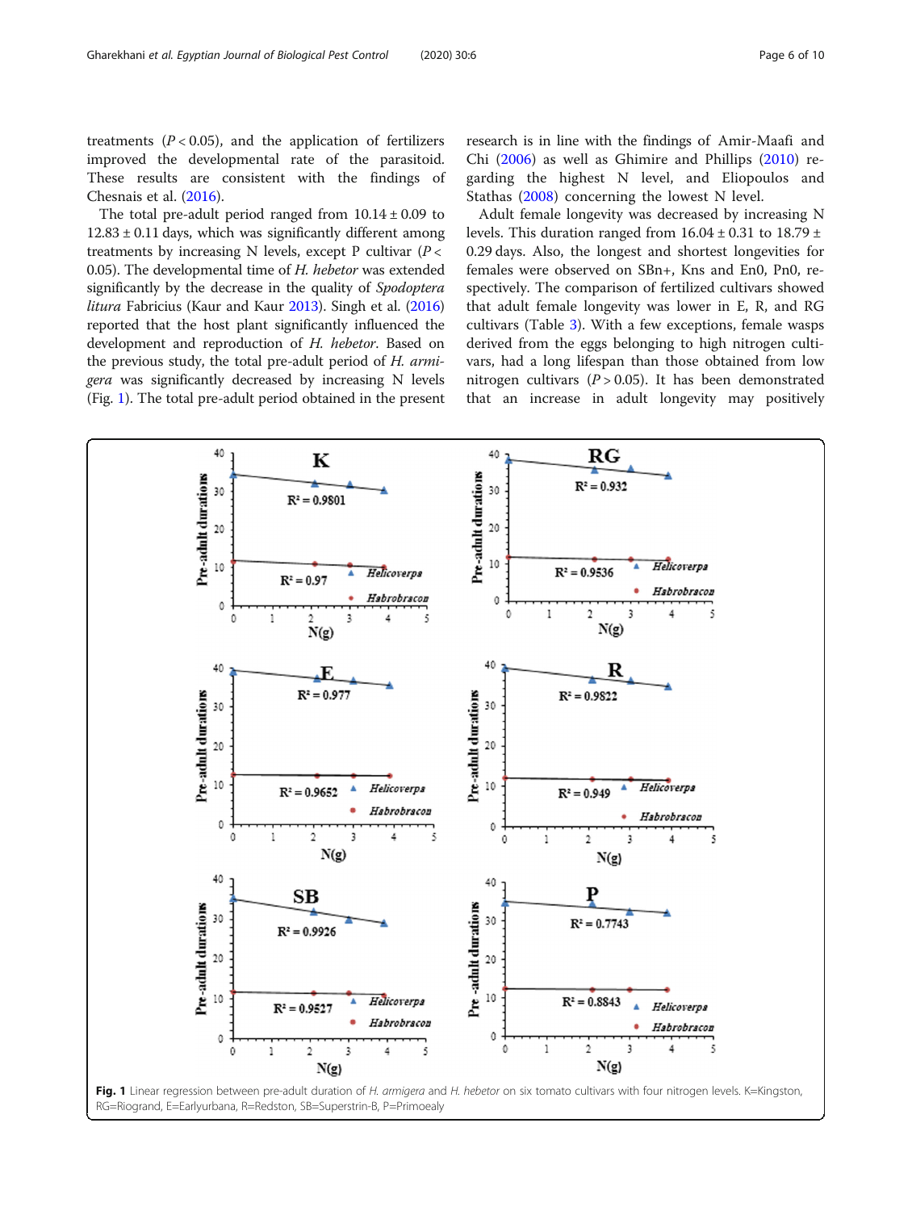treatments ($P < 0.05$), and the application of fertilizers improved the developmental rate of the parasitoid. These results are consistent with the findings of Chesnais et al. (2016).

The total pre-adult period ranged from 10.14 ± 0.09 to 12.83 ± 0.11 days, which was significantly different among treatments by increasing N levels, except P cultivar ($P < 0.05$). The developmental time of *H. hebetor* was extended significantly by the decrease in the quality of *Spodoptera litura* Fabricius (Kaur and Kaur 2013). Singh et al. (2016) reported that the host plant significantly influenced the development and reproduction of *H. hebetor*. Based on the previous study, the total pre-adult period of *H. armigera* was significantly decreased by increasing N levels (Fig. 1). The total pre-adult period obtained in the present research is in line with the findings of Amir-Maafi and Chi (2006) as well as Ghimire and Phillips (2010) regarding the highest N level, and Eliopoulos and Stathas (2008) concerning the lowest N level.

Adult female longevity was decreased by increasing N levels. This duration ranged from 16.04 ± 0.31 to 18.79 ± 0.29 days. Also, the longest and shortest longevities for females were observed on SBn+, Kns and En0, Pn0, respectively. The comparison of fertilized cultivars showed that adult female longevity was lower in E, R, and RG cultivars (Table 3). With a few exceptions, female wasps derived from the eggs belonging to high nitrogen cultivars, had a long lifespan than those obtained from low nitrogen cultivars ($P > 0.05$). It has been demonstrated that an increase in adult longevity may positively

**Fig. 1** Linear regression between pre-adult duration of *H. armigera* and *H. hebetor* on six tomato cultivars with four nitrogen levels. K=Kingston, RG=Riogrand, E=Earlyurbana, R=Redston, SB=Superstrin-B, P=Primoealy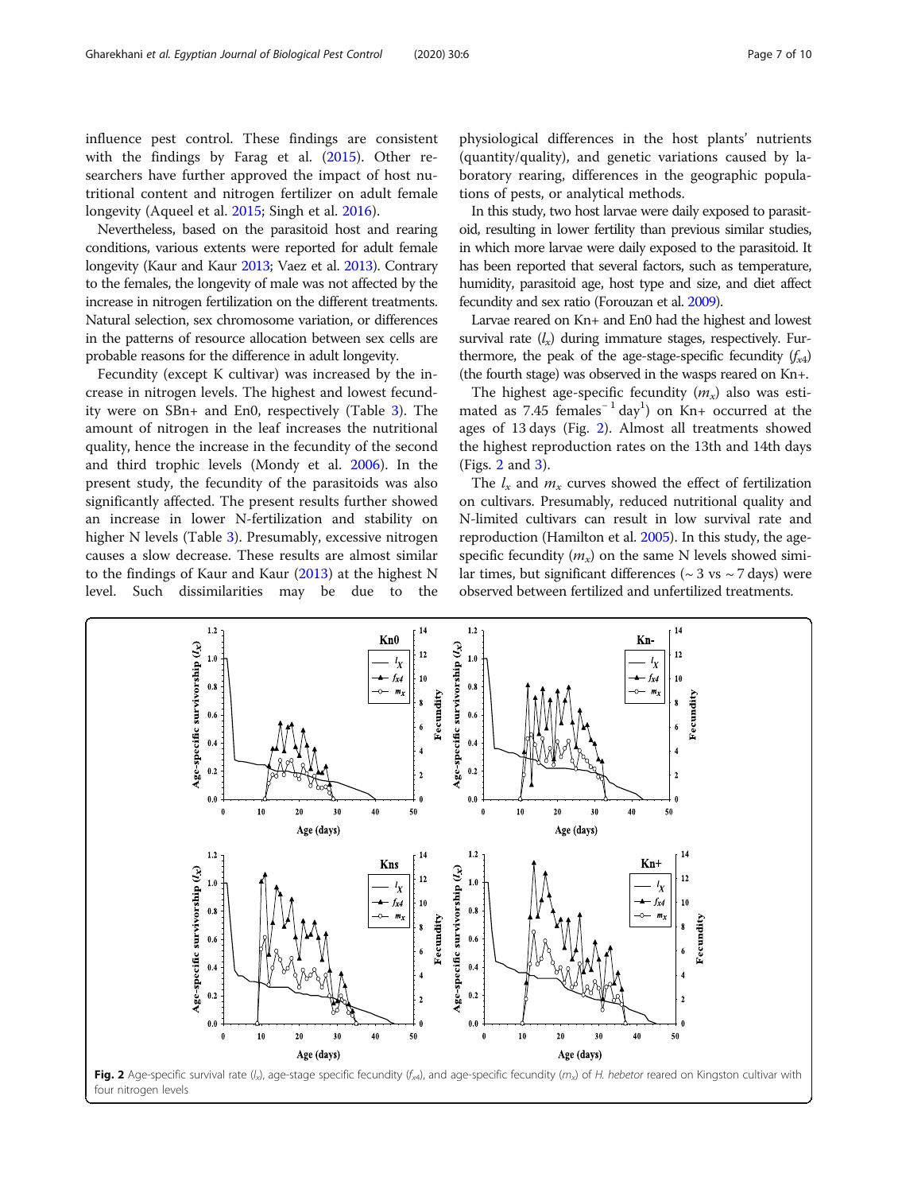influence pest control. These findings are consistent with the findings by Farag et al. (2015). Other researchers have further approved the impact of host nutritional content and nitrogen fertilizer on adult female longevity (Aqueel et al. 2015; Singh et al. 2016).

Nevertheless, based on the parasitoid host and rearing conditions, various extents were reported for adult female longevity (Kaur and Kaur 2013; Vaez et al. 2013). Contrary to the females, the longevity of male was not affected by the increase in nitrogen fertilization on the different treatments. Natural selection, sex chromosome variation, or differences in the patterns of resource allocation between sex cells are probable reasons for the difference in adult longevity.

Fecundity (except K cultivar) was increased by the increase in nitrogen levels. The highest and lowest fecundity were on SBn+ and En0, respectively (Table 3). The amount of nitrogen in the leaf increases the nutritional quality, hence the increase in the fecundity of the second and third trophic levels (Mondy et al. 2006). In the present study, the fecundity of the parasitoids was also significantly affected. The present results further showed an increase in lower N-fertilization and stability on higher N levels (Table 3). Presumably, excessive nitrogen causes a slow decrease. These results are almost similar to the findings of Kaur and Kaur (2013) at the highest N level. Such dissimilarities may be due to the physiological differences in the host plants' nutrients (quantity/quality), and genetic variations caused by laboratory rearing, differences in the geographic populations of pests, or analytical methods.

In this study, two host larvae were daily exposed to parasitoid, resulting in lower fertility than previous similar studies, in which more larvae were daily exposed to the parasitoid. It has been reported that several factors, such as temperature, humidity, parasitoid age, host type and size, and diet affect fecundity and sex ratio (Forouzan et al. 2009).

Larvae reared on Kn+ and En0 had the highest and lowest survival rate ($l_x$) during immature stages, respectively. Furthermore, the peak of the age-stage-specific fecundity ($f_{x4}$) (the fourth stage) was observed in the wasps reared on Kn+.

The highest age-specific fecundity ($m_x$) also was estimated as 7.45 females$^{-1}$ day$^{1}$) on Kn+ occurred at the ages of 13 days (Fig. 2). Almost all treatments showed the highest reproduction rates on the 13th and 14th days (Figs. 2 and 3).

The $l_x$ and $m_x$ curves showed the effect of fertilization on cultivars. Presumably, reduced nutritional quality and N-limited cultivars can result in low survival rate and reproduction (Hamilton et al. 2005). In this study, the age-specific fecundity ($m_x$) on the same N levels showed similar times, but significant differences (~ 3 vs ~ 7 days) were observed between fertilized and unfertilized treatments.

**Fig. 2** Age-specific survival rate ($l_x$), age-stage specific fecundity ($f_{x4}$), and age-specific fecundity ($m_x$) of *H. hebetor* reared on Kingston cultivar with four nitrogen levels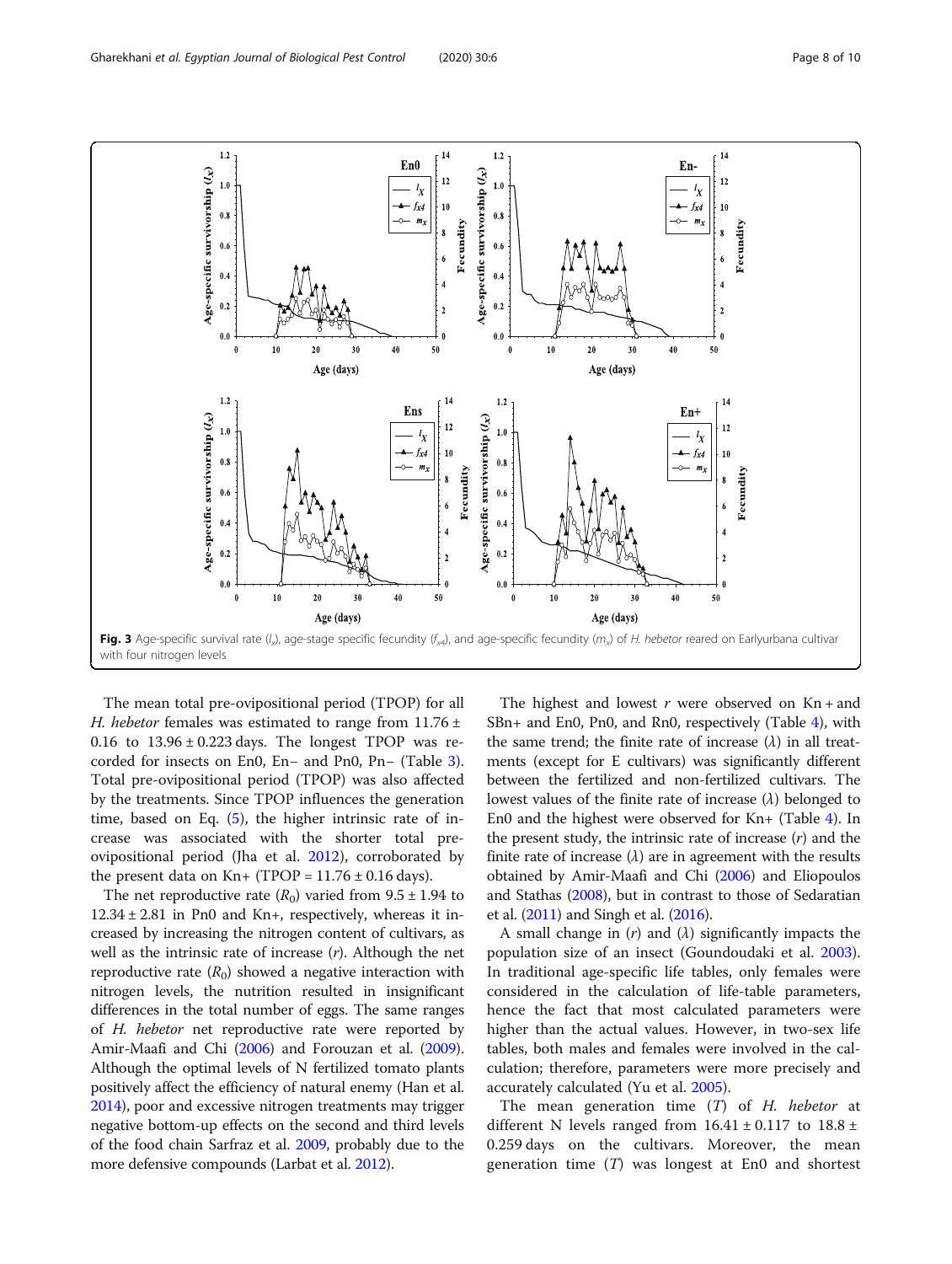**Fig. 3** Age-specific survival rate ($l_x$), age-stage specific fecundity ($f_{x4}$), and age-specific fecundity ($m_x$) of *H. hebetor* reared on Earlyurbana cultivar with four nitrogen levels

The mean total pre-ovipositional period (TPOP) for all *H. hebetor* females was estimated to range from 11.76 ± 0.16 to 13.96 ± 0.223 days. The longest TPOP was recorded for insects on En0, En− and Pn0, Pn− (Table 3). Total pre-ovipositional period (TPOP) was also affected by the treatments. Since TPOP influences the generation time, based on Eq. (5), the higher intrinsic rate of increase was associated with the shorter total pre-ovipositional period (Jha et al. 2012), corroborated by the present data on Kn+ (TPOP = 11.76 ± 0.16 days).

The net reproductive rate ($R_0$) varied from 9.5 ± 1.94 to 12.34 ± 2.81 in Pn0 and Kn+, respectively, whereas it increased by increasing the nitrogen content of cultivars, as well as the intrinsic rate of increase ($r$). Although the net reproductive rate ($R_0$) showed a negative interaction with nitrogen levels, the nutrition resulted in insignificant differences in the total number of eggs. The same ranges of *H. hebetor* net reproductive rate were reported by Amir-Maafi and Chi (2006) and Forouzan et al. (2009). Although the optimal levels of N fertilized tomato plants positively affect the efficiency of natural enemy (Han et al. 2014), poor and excessive nitrogen treatments may trigger negative bottom-up effects on the second and third levels of the food chain Sarfraz et al. 2009, probably due to the more defensive compounds (Larbat et al. 2012).

The highest and lowest $r$ were observed on Kn + and SBn+ and En0, Pn0, and Rn0, respectively (Table 4), with the same trend; the finite rate of increase ($\lambda$) in all treatments (except for E cultivars) was significantly different between the fertilized and non-fertilized cultivars. The lowest values of the finite rate of increase ($\lambda$) belonged to En0 and the highest were observed for Kn+ (Table 4). In the present study, the intrinsic rate of increase ($r$) and the finite rate of increase ($\lambda$) are in agreement with the results obtained by Amir-Maafi and Chi (2006) and Eliopoulos and Stathas (2008), but in contrast to those of Sedaratian et al. (2011) and Singh et al. (2016).

A small change in ($r$) and ($\lambda$) significantly impacts the population size of an insect (Goundoudaki et al. 2003). In traditional age-specific life tables, only females were considered in the calculation of life-table parameters, hence the fact that most calculated parameters were higher than the actual values. However, in two-sex life tables, both males and females were involved in the calculation; therefore, parameters were more precisely and accurately calculated (Yu et al. 2005).

The mean generation time ($T$) of *H. hebetor* at different N levels ranged from 16.41 ± 0.117 to 18.8 ± 0.259 days on the cultivars. Moreover, the mean generation time ($T$) was longest at En0 and shortest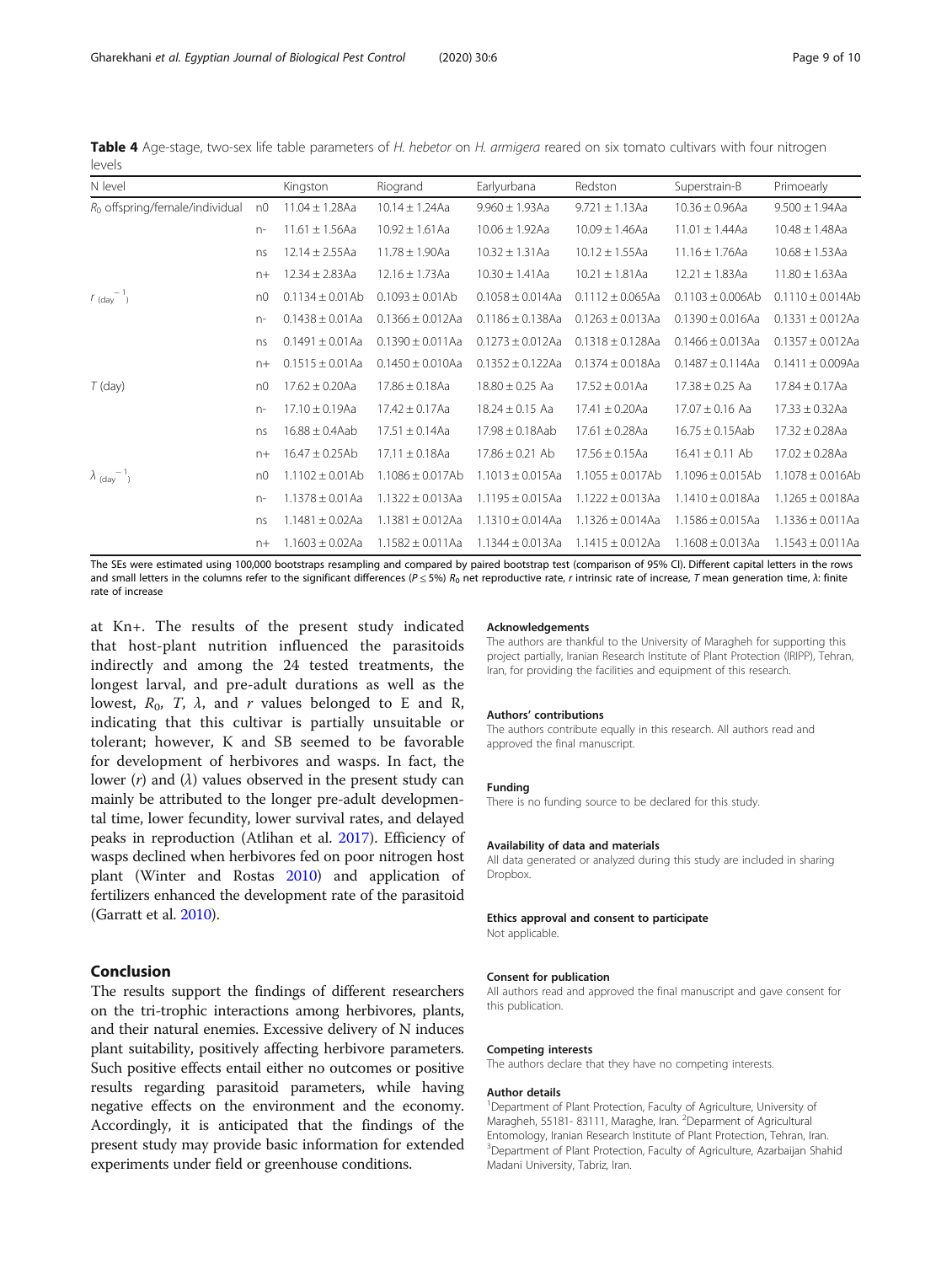**Table 4** Age-stage, two-sex life table parameters of *H. hebetor* on *H. armigera* reared on six tomato cultivars with four nitrogen levels

| N level | | Kingston | Riogrand | Earlyurbana | Redston | Superstrain-B | Primoearly |
|---|---|---|---|---|---|---|---|
| $R_0$ offspring/female/individual | n0 | 11.04 ± 1.28Aa | 10.14 ± 1.24Aa | 9.960 ± 1.93Aa | 9.721 ± 1.13Aa | 10.36 ± 0.96Aa | 9.500 ± 1.94Aa |
| | n- | 11.61 ± 1.56Aa | 10.92 ± 1.61Aa | 10.06 ± 1.92Aa | 10.09 ± 1.46Aa | 11.01 ± 1.44Aa | 10.48 ± 1.48Aa |
| | ns | 12.14 ± 2.55Aa | 11.78 ± 1.90Aa | 10.32 ± 1.31Aa | 10.12 ± 1.55Aa | 11.16 ± 1.76Aa | 10.68 ± 1.53Aa |
| | n+ | 12.34 ± 2.83Aa | 12.16 ± 1.73Aa | 10.30 ± 1.41Aa | 10.21 ± 1.81Aa | 12.21 ± 1.83Aa | 11.80 ± 1.63Aa |
| $r$ $_{(\text{day}^{-1})}$ | n0 | 0.1134 ± 0.01Ab | 0.1093 ± 0.01Ab | 0.1058 ± 0.014Aa | 0.1112 ± 0.065Aa | 0.1103 ± 0.006Ab | 0.1110 ± 0.014Ab |
| | n- | 0.1438 ± 0.01Aa | 0.1366 ± 0.012Aa | 0.1186 ± 0.138Aa | 0.1263 ± 0.013Aa | 0.1390 ± 0.016Aa | 0.1331 ± 0.012Aa |
| | ns | 0.1491 ± 0.01Aa | 0.1390 ± 0.011Aa | 0.1273 ± 0.012Aa | 0.1318 ± 0.128Aa | 0.1466 ± 0.013Aa | 0.1357 ± 0.012Aa |
| | n+ | 0.1515 ± 0.01Aa | 0.1450 ± 0.010Aa | 0.1352 ± 0.122Aa | 0.1374 ± 0.018Aa | 0.1487 ± 0.114Aa | 0.1411 ± 0.009Aa |
| $T$ (day) | n0 | 17.62 ± 0.20Aa | 17.86 ± 0.18Aa | 18.80 ± 0.25 Aa | 17.52 ± 0.01Aa | 17.38 ± 0.25 Aa | 17.84 ± 0.17Aa |
| | n- | 17.10 ± 0.19Aa | 17.42 ± 0.17Aa | 18.24 ± 0.15 Aa | 17.41 ± 0.20Aa | 17.07 ± 0.16 Aa | 17.33 ± 0.32Aa |
| | ns | 16.88 ± 0.4Aab | 17.51 ± 0.14Aa | 17.98 ± 0.18Aab | 17.61 ± 0.28Aa | 16.75 ± 0.15Aab | 17.32 ± 0.28Aa |
| | n+ | 16.47 ± 0.25Ab | 17.11 ± 0.18Aa | 17.86 ± 0.21 Ab | 17.56 ± 0.15Aa | 16.41 ± 0.11 Ab | 17.02 ± 0.28Aa |
| $\lambda$ $_{(\text{day}^{-1})}$ | n0 | 1.1102 ± 0.01Ab | 1.1086 ± 0.017Ab | 1.1013 ± 0.015Aa | 1.1055 ± 0.017Ab | 1.1096 ± 0.015Ab | 1.1078 ± 0.016Ab |
| | n- | 1.1378 ± 0.01Aa | 1.1322 ± 0.013Aa | 1.1195 ± 0.015Aa | 1.1222 ± 0.013Aa | 1.1410 ± 0.018Aa | 1.1265 ± 0.018Aa |
| | ns | 1.1481 ± 0.02Aa | 1.1381 ± 0.012Aa | 1.1310 ± 0.014Aa | 1.1326 ± 0.014Aa | 1.1586 ± 0.015Aa | 1.1336 ± 0.011Aa |
| | n+ | 1.1603 ± 0.02Aa | 1.1582 ± 0.011Aa | 1.1344 ± 0.013Aa | 1.1415 ± 0.012Aa | 1.1608 ± 0.013Aa | 1.1543 ± 0.011Aa |

The SEs were estimated using 100,000 bootstraps resampling and compared by paired bootstrap test (comparison of 95% CI). Different capital letters in the rows and small letters in the columns refer to the significant differences ($P \leq 5\%$) $R_0$ net reproductive rate, $r$ intrinsic rate of increase, $T$ mean generation time, $\lambda$: finite rate of increase

at Kn+. The results of the present study indicated that host-plant nutrition influenced the parasitoids indirectly and among the 24 tested treatments, the longest larval, and pre-adult durations as well as the lowest, $R_0$, $T$, $\lambda$, and $r$ values belonged to E and R, indicating that this cultivar is partially unsuitable or tolerant; however, K and SB seemed to be favorable for development of herbivores and wasps. In fact, the lower ($r$) and ($\lambda$) values observed in the present study can mainly be attributed to the longer pre-adult developmental time, lower fecundity, lower survival rates, and delayed peaks in reproduction (Atlihan et al. 2017). Efficiency of wasps declined when herbivores fed on poor nitrogen host plant (Winter and Rostas 2010) and application of fertilizers enhanced the development rate of the parasitoid (Garratt et al. 2010).

## Conclusion

The results support the findings of different researchers on the tri-trophic interactions among herbivores, plants, and their natural enemies. Excessive delivery of N induces plant suitability, positively affecting herbivore parameters. Such positive effects entail either no outcomes or positive results regarding parasitoid parameters, while having negative effects on the environment and the economy. Accordingly, it is anticipated that the findings of the present study may provide basic information for extended experiments under field or greenhouse conditions.

#### Acknowledgements

The authors are thankful to the University of Maragheh for supporting this project partially, Iranian Research Institute of Plant Protection (IRIPP), Tehran, Iran, for providing the facilities and equipment of this research.

#### Authors' contributions

The authors contribute equally in this research. All authors read and approved the final manuscript.

#### Funding

There is no funding source to be declared for this study.

#### Availability of data and materials

All data generated or analyzed during this study are included in sharing Dropbox.

#### Ethics approval and consent to participate

Not applicable.

#### Consent for publication

All authors read and approved the final manuscript and gave consent for this publication.

#### Competing interests

The authors declare that they have no competing interests.

#### Author details

[1]Department of Plant Protection, Faculty of Agriculture, University of Maragheh, 55181- 83111, Maraghe, Iran. [2]Deparment of Agricultural Entomology, Iranian Research Institute of Plant Protection, Tehran, Iran. [3]Department of Plant Protection, Faculty of Agriculture, Azarbaijan Shahid Madani University, Tabriz, Iran.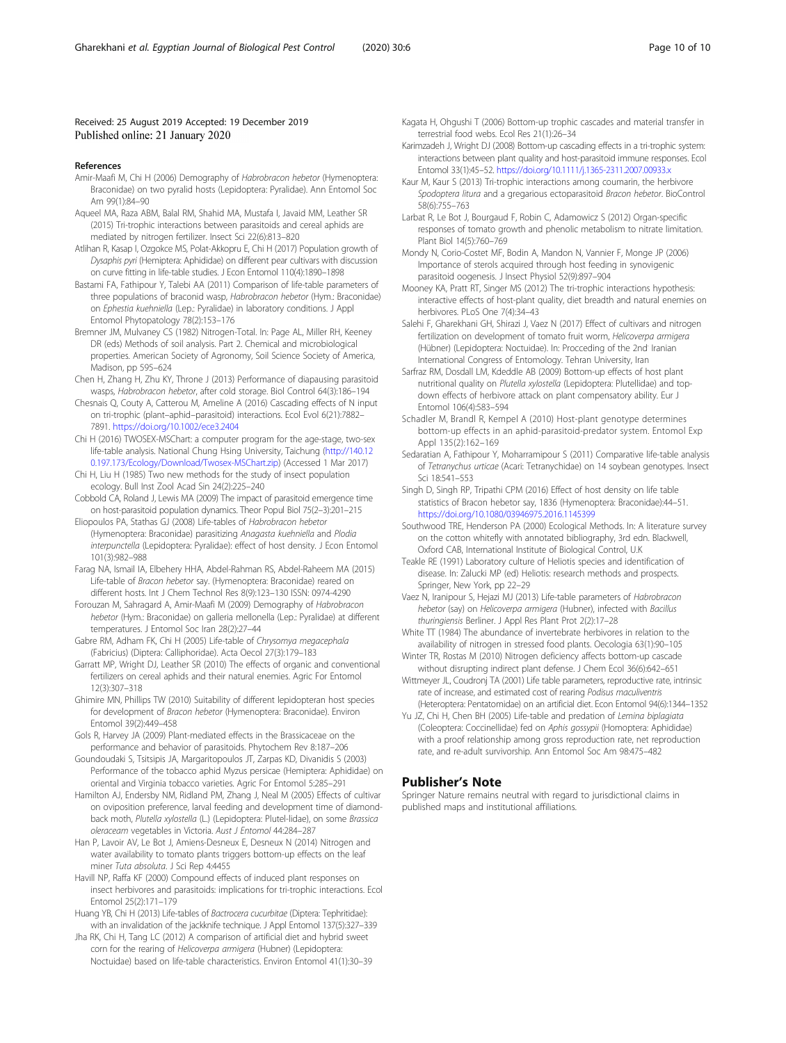Received: 25 August 2019 Accepted: 19 December 2019
Published online: 21 January 2020

## References

Amir-Maafi M, Chi H (2006) Demography of *Habrobracon hebetor* (Hymenoptera: Braconidae) on two pyralid hosts (Lepidoptera: Pyralidae). Ann Entomol Soc Am 99(1):84–90

Aqueel MA, Raza ABM, Balal RM, Shahid MA, Mustafa I, Javaid MM, Leather SR (2015) Tri-trophic interactions between parasitoids and cereal aphids are mediated by nitrogen fertilizer. Insect Sci 22(6):813–820

Atlihan R, Kasap I, Ozgokce MS, Polat-Akkopru E, Chi H (2017) Population growth of *Dysaphis pyri* (Hemiptera: Aphididae) on different pear cultivars with discussion on curve fitting in life-table studies. J Econ Entomol 110(4):1890–1898

Bastami FA, Fathipour Y, Talebi AA (2011) Comparison of life-table parameters of three populations of braconid wasp, *Habrobracon hebetor* (Hym.: Braconidae) on *Ephestia kuehniella* (Lep.: Pyralidae) in laboratory conditions. J Appl Entomol Phytopatology 78(2):153–176

Bremner JM, Mulvaney CS (1982) Nitrogen-Total. In: Page AL, Miller RH, Keeney DR (eds) Methods of soil analysis. Part 2. Chemical and microbiological properties. American Society of Agronomy, Soil Science Society of America, Madison, pp 595–624

Chen H, Zhang H, Zhu KY, Throne J (2013) Performance of diapausing parasitoid wasps, *Habrobracon hebetor*, after cold storage. Biol Control 64(3):186–194

Chesnais Q, Couty A, Catterou M, Ameline A (2016) Cascading effects of N input on tri-trophic (plant–aphid–parasitoid) interactions. Ecol Evol 6(21):7882–7891. https://doi.org/10.1002/ece3.2404

Chi H (2016) TWOSEX-MSChart: a computer program for the age-stage, two-sex life-table analysis. National Chung Hsing University, Taichung (http://140.120.197.173/Ecology/Download/Twosex-MSChart.zip) (Accessed 1 Mar 2017)

Chi H, Liu H (1985) Two new methods for the study of insect population ecology. Bull Inst Zool Acad Sin 24(2):225–240

Cobbold CA, Roland J, Lewis MA (2009) The impact of parasitoid emergence time on host-parasitoid population dynamics. Theor Popul Biol 75(2–3):201–215

Eliopoulos PA, Stathas GJ (2008) Life-tables of *Habrobracon hebetor* (Hymenoptera: Braconidae) parasitizing *Anagasta kuehniella* and *Plodia interpunctella* (Lepidoptera: Pyralidae): effect of host density. J Econ Entomol 101(3):982–988

Farag NA, Ismail IA, Elbehery HHA, Abdel-Rahman RS, Abdel-Raheem MA (2015) Life-table of *Bracon hebetor* say. (Hymenoptera: Braconidae) reared on different hosts. Int J Chem Technol Res 8(9):123–130 ISSN: 0974-4290

Forouzan M, Sahragard A, Amir-Maafi M (2009) Demography of *Habrobracon hebetor* (Hym.: Braconidae) on galleria mellonella (Lep.: Pyralidae) at different temperatures. J Entomol Soc Iran 28(2):27–44

Gabre RM, Adham FK, Chi H (2005) Life-table of *Chrysomya megacephala* (Fabricius) (Diptera: Calliphoridae). Acta Oecol 27(3):179–183

Garratt MP, Wright DJ, Leather SR (2010) The effects of organic and conventional fertilizers on cereal aphids and their natural enemies. Agric For Entomol 12(3):307–318

Ghimire MN, Phillips TW (2010) Suitability of different lepidopteran host species for development of *Bracon hebetor* (Hymenoptera: Braconidae). Environ Entomol 39(2):449–458

Gols R, Harvey JA (2009) Plant-mediated effects in the Brassicaceae on the performance and behavior of parasitoids. Phytochem Rev 8:187–206

Goundoudaki S, Tsitsipis JA, Margaritopoulos JT, Zarpas KD, Divanidis S (2003) Performance of the tobacco aphid Myzus persicae (Hemiptera: Aphididae) on oriental and Virginia tobacco varieties. Agric For Entomol 5:285–291

Hamilton AJ, Endersby NM, Ridland PM, Zhang J, Neal M (2005) Effects of cultivar on oviposition preference, larval feeding and development time of diamond-back moth, *Plutella xylostella* (L.) (Lepidoptera: Plutel-lidae), on some *Brassica oleraceam* vegetables in Victoria. Aust J Entomol 44:284–287

Han P, Lavoir AV, Le Bot J, Amiens-Desneux E, Desneux N (2014) Nitrogen and water availability to tomato plants triggers bottom-up effects on the leaf miner *Tuta absoluta*. J Sci Rep 4:4455

Havill NP, Raffa KF (2000) Compound effects of induced plant responses on insect herbivores and parasitoids: implications for tri-trophic interactions. Ecol Entomol 25(2):171–179

Huang YB, Chi H (2013) Life-tables of *Bactrocera cucurbitae* (Diptera: Tephritidae): with an invalidation of the jackknife technique. J Appl Entomol 137(5):327–339

Jha RK, Chi H, Tang LC (2012) A comparison of artificial diet and hybrid sweet corn for the rearing of *Helicoverpa armigera* (Hubner) (Lepidoptera: Noctuidae) based on life-table characteristics. Environ Entomol 41(1):30–39

Kagata H, Ohgushi T (2006) Bottom-up trophic cascades and material transfer in terrestrial food webs. Ecol Res 21(1):26–34

Karimzadeh J, Wright DJ (2008) Bottom-up cascading effects in a tri-trophic system: interactions between plant quality and host-parasitoid immune responses. Ecol Entomol 33(1):45–52. https://doi.org/10.1111/j.1365-2311.2007.00933.x

Kaur M, Kaur S (2013) Tri-trophic interactions among coumarin, the herbivore *Spodoptera litura* and a gregarious ectoparasitoid *Bracon hebetor*. BioControl 58(6):755–763

Larbat R, Le Bot J, Bourgaud F, Robin C, Adamowicz S (2012) Organ-specific responses of tomato growth and phenolic metabolism to nitrate limitation. Plant Biol 14(5):760–769

Mondy N, Corio-Costet MF, Bodin A, Mandon N, Vannier F, Monge JP (2006) Importance of sterols acquired through host feeding in synovigenic parasitoid oogenesis. J Insect Physiol 52(9):897–904

Mooney KA, Pratt RT, Singer MS (2012) The tri-trophic interactions hypothesis: interactive effects of host plant quality, diet breadth and natural enemies on herbivores. PLoS One 7(4):34–43

Salehi F, Gharekhani GH, Shirazi J, Vaez N (2017) Effect of cultivars and nitrogen fertilization on development of tomato fruit worm, *Helicoverpa armigera* (Hübner) (Lepidoptera: Noctuidae). In: Procceding of the 2nd Iranian International Congress of Entomology. Tehran University, Iran

Sarfraz RM, Dosdall LM, Kdeddle AB (2009) Bottom-up effects of host plant nutritional quality on *Plutella xylostella* (Lepidoptera: Plutellidae) and top-down effects of herbivore attack on plant compensatory ability. Eur J Entomol 106(4):583–594

Schadler M, Brandl R, Kempel A (2010) Host-plant genotype determines bottom-up effects in an aphid-parasitoid-predator system. Entomol Exp Appl 135(2):162–169

Sedaratian A, Fathipour Y, Moharramipour S (2011) Comparative life-table analysis of *Tetranychus urticae* (Acari: Tetranychidae) on 14 soybean genotypes. Insect Sci 18:541–553

Singh D, Singh RP, Tripathi CPM (2016) Effect of host density on life table statistics of Bracon hebetor say, 1836 (Hymenoptera: Braconidae):44–51. https://doi.org/10.1080/03946975.2016.1145399

Southwood TRE, Henderson PA (2000) Ecological Methods. In: A literature survey on the cotton whitefly with annotated bibliography, 3rd edn. Blackwell, Oxford CAB, International Institute of Biological Control, U.K

Teakle RE (1991) Laboratory culture of Heliotis species and identification of disease. In: Zalucki MP (ed) Heliotis: research methods and prospects. Springer, New York, pp 22–29

Vaez N, Iranipour S, Hejazi MJ (2013) Life-table parameters of *Habrobracon hebetor* (say) on *Helicoverpa armigera* (Hubner), infected with *Bacillus thuringiensis* Berliner. J Appl Res Plant Prot 2(2):17–28

White TT (1984) The abundance of invertebrate herbivores in relation to the availability of nitrogen in stressed food plants. Oecologia 63(1):90–105

Winter TR, Rostas M (2010) Nitrogen deficiency affects bottom-up cascade without disrupting indirect plant defense. J Chem Ecol 36(6):642–651

Wittmeyer JL, Coudronj TA (2001) Life table parameters, reproductive rate, intrinsic rate of increase, and estimated cost of rearing *Podisus maculiventris* (Heteroptera: Pentatomidae) on an artificial diet. Econ Entomol 94(6):1344–1352

Yu JZ, Chi H, Chen BH (2005) Life-table and predation of *Lemina biplagiata* (Coleoptera: Coccinellidae) fed on *Aphis gossypii* (Homoptera: Aphididae) with a proof relationship among gross reproduction rate, net reproduction rate, and re-adult survivorship. Ann Entomol Soc Am 98:475–482

## Publisher's Note

Springer Nature remains neutral with regard to jurisdictional claims in published maps and institutional affiliations.